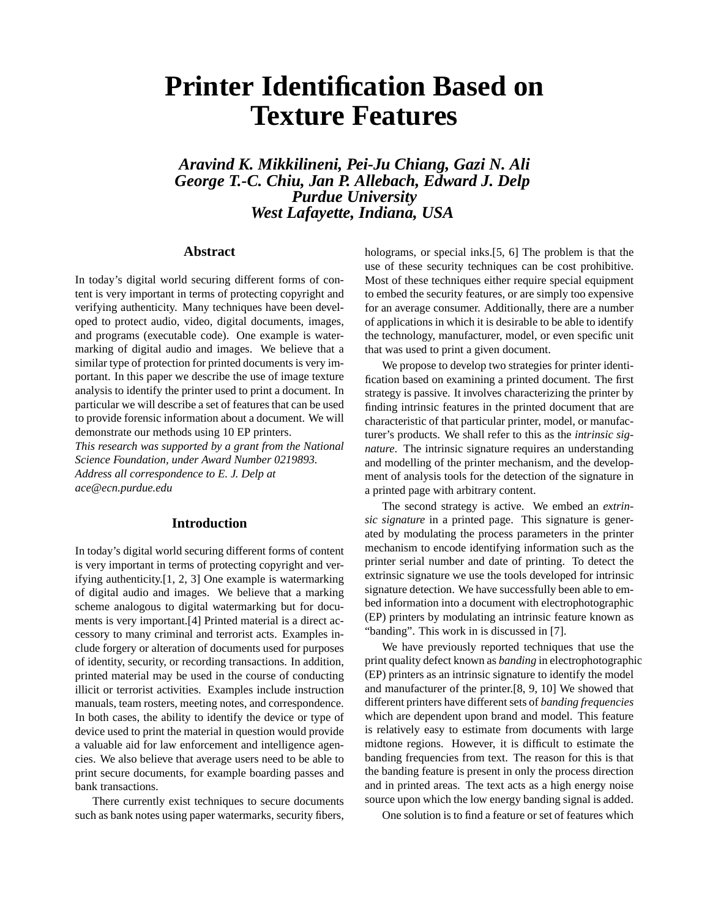# Printer Identification Based on Texture Features

***Aravind K. Mikkilineni, Pei-Ju Chiang, Gazi N. Ali***
***George T.-C. Chiu, Jan P. Allebach, Edward J. Delp***
***Purdue University***
***West Lafayette, Indiana, USA***

## Abstract

In today's digital world securing different forms of content is very important in terms of protecting copyright and verifying authenticity. Many techniques have been developed to protect audio, video, digital documents, images, and programs (executable code). One example is watermarking of digital audio and images. We believe that a similar type of protection for printed documents is very important. In this paper we describe the use of image texture analysis to identify the printer used to print a document. In particular we will describe a set of features that can be used to provide forensic information about a document. We will demonstrate our methods using 10 EP printers.

*This research was supported by a grant from the National Science Foundation, under Award Number 0219893. Address all correspondence to E. J. Delp at ace@ecn.purdue.edu*

## Introduction

In today's digital world securing different forms of content is very important in terms of protecting copyright and verifying authenticity.[1, 2, 3] One example is watermarking of digital audio and images. We believe that a marking scheme analogous to digital watermarking but for documents is very important.[4] Printed material is a direct accessory to many criminal and terrorist acts. Examples include forgery or alteration of documents used for purposes of identity, security, or recording transactions. In addition, printed material may be used in the course of conducting illicit or terrorist activities. Examples include instruction manuals, team rosters, meeting notes, and correspondence. In both cases, the ability to identify the device or type of device used to print the material in question would provide a valuable aid for law enforcement and intelligence agencies. We also believe that average users need to be able to print secure documents, for example boarding passes and bank transactions.

There currently exist techniques to secure documents such as bank notes using paper watermarks, security fibers, holograms, or special inks.[5, 6] The problem is that the use of these security techniques can be cost prohibitive. Most of these techniques either require special equipment to embed the security features, or are simply too expensive for an average consumer. Additionally, there are a number of applications in which it is desirable to be able to identify the technology, manufacturer, model, or even specific unit that was used to print a given document.

We propose to develop two strategies for printer identification based on examining a printed document. The first strategy is passive. It involves characterizing the printer by finding intrinsic features in the printed document that are characteristic of that particular printer, model, or manufacturer's products. We shall refer to this as the *intrinsic signature*. The intrinsic signature requires an understanding and modelling of the printer mechanism, and the development of analysis tools for the detection of the signature in a printed page with arbitrary content.

The second strategy is active. We embed an *extrinsic signature* in a printed page. This signature is generated by modulating the process parameters in the printer mechanism to encode identifying information such as the printer serial number and date of printing. To detect the extrinsic signature we use the tools developed for intrinsic signature detection. We have successfully been able to embed information into a document with electrophotographic (EP) printers by modulating an intrinsic feature known as "banding". This work in is discussed in [7].

We have previously reported techniques that use the print quality defect known as *banding* in electrophotographic (EP) printers as an intrinsic signature to identify the model and manufacturer of the printer.[8, 9, 10] We showed that different printers have different sets of *banding frequencies* which are dependent upon brand and model. This feature is relatively easy to estimate from documents with large midtone regions. However, it is difficult to estimate the banding frequencies from text. The reason for this is that the banding feature is present in only the process direction and in printed areas. The text acts as a high energy noise source upon which the low energy banding signal is added.

One solution is to find a feature or set of features which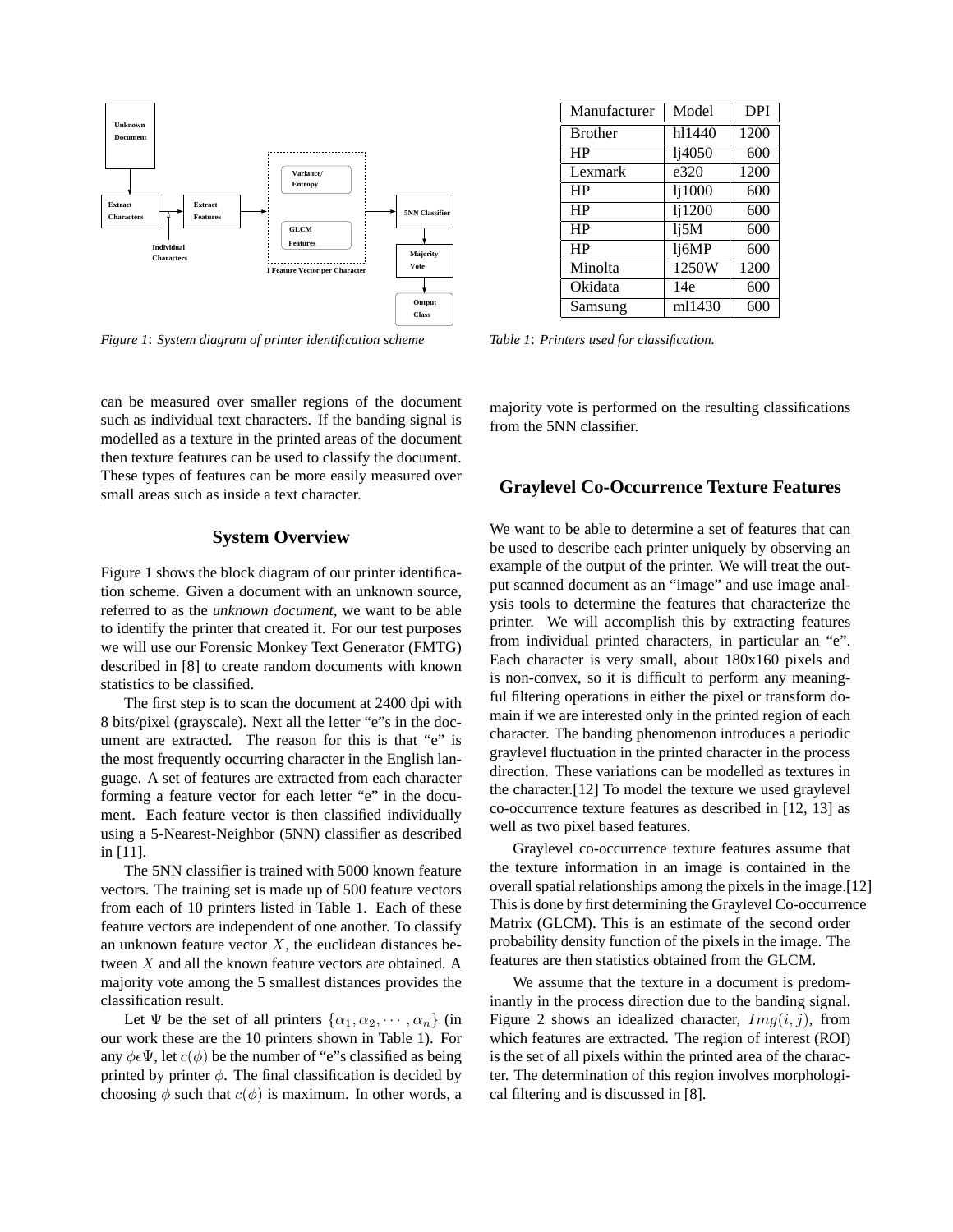Unknown Document

Extract Characters

Individual Characters

Extract Features

Variance/ Entropy

GLCM Features

1 Feature Vector per Character

5NN Classifier

Majority Vote

Output Class

*Figure 1*: *System diagram of printer identification scheme*

| Manufacturer | Model | DPI |
|---|---|---|
| Brother | hl1440 | 1200 |
| HP | lj4050 | 600 |
| Lexmark | e320 | 1200 |
| HP | lj1000 | 600 |
| HP | lj1200 | 600 |
| HP | lj5M | 600 |
| HP | lj6MP | 600 |
| Minolta | 1250W | 1200 |
| Okidata | 14e | 600 |
| Samsung | ml1430 | 600 |

*Table 1*: *Printers used for classification.*

can be measured over smaller regions of the document such as individual text characters. If the banding signal is modelled as a texture in the printed areas of the document then texture features can be used to classify the document. These types of features can be more easily measured over small areas such as inside a text character.

## System Overview

Figure 1 shows the block diagram of our printer identification scheme. Given a document with an unknown source, referred to as the *unknown document*, we want to be able to identify the printer that created it. For our test purposes we will use our Forensic Monkey Text Generator (FMTG) described in [8] to create random documents with known statistics to be classified.

The first step is to scan the document at 2400 dpi with 8 bits/pixel (grayscale). Next all the letter "e"s in the document are extracted. The reason for this is that "e" is the most frequently occurring character in the English language. A set of features are extracted from each character forming a feature vector for each letter "e" in the document. Each feature vector is then classified individually using a 5-Nearest-Neighbor (5NN) classifier as described in [11].

The 5NN classifier is trained with 5000 known feature vectors. The training set is made up of 500 feature vectors from each of 10 printers listed in Table 1. Each of these feature vectors are independent of one another. To classify an unknown feature vector $X$, the euclidean distances between $X$ and all the known feature vectors are obtained. A majority vote among the 5 smallest distances provides the classification result.

Let $\Psi$ be the set of all printers $\{\alpha_1, \alpha_2, \cdots, \alpha_n\}$ (in our work these are the 10 printers shown in Table 1). For any $\phi \epsilon \Psi$, let $c(\phi)$ be the number of "e"s classified as being printed by printer $\phi$. The final classification is decided by choosing $\phi$ such that $c(\phi)$ is maximum. In other words, a majority vote is performed on the resulting classifications from the 5NN classifier.

## Graylevel Co-Occurrence Texture Features

We want to be able to determine a set of features that can be used to describe each printer uniquely by observing an example of the output of the printer. We will treat the output scanned document as an "image" and use image analysis tools to determine the features that characterize the printer. We will accomplish this by extracting features from individual printed characters, in particular an "e". Each character is very small, about 180x160 pixels and is non-convex, so it is difficult to perform any meaningful filtering operations in either the pixel or transform domain if we are interested only in the printed region of each character. The banding phenomenon introduces a periodic graylevel fluctuation in the printed character in the process direction. These variations can be modelled as textures in the character.[12] To model the texture we used graylevel co-occurrence texture features as described in [12, 13] as well as two pixel based features.

Graylevel co-occurrence texture features assume that the texture information in an image is contained in the overall spatial relationships among the pixels in the image.[12] This is done by first determining the Graylevel Co-occurrence Matrix (GLCM). This is an estimate of the second order probability density function of the pixels in the image. The features are then statistics obtained from the GLCM.

We assume that the texture in a document is predominantly in the process direction due to the banding signal. Figure 2 shows an idealized character, $Img(i, j)$, from which features are extracted. The region of interest (ROI) is the set of all pixels within the printed area of the character. The determination of this region involves morphological filtering and is discussed in [8].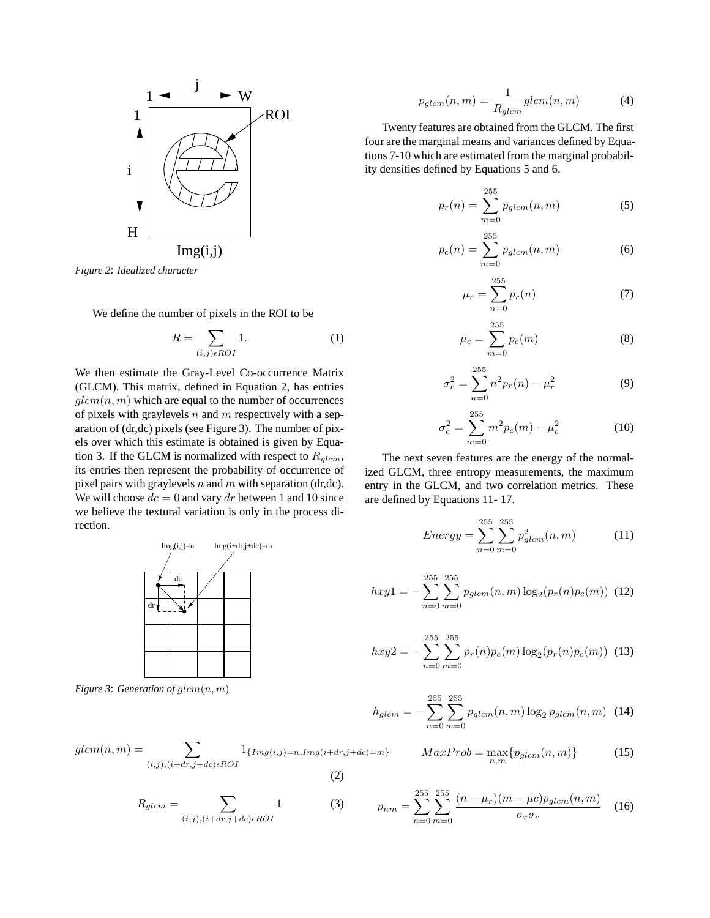1 j W

1

i

H

ROI

Img(i,j)

*Figure 2*: *Idealized character*

We define the number of pixels in the ROI to be

$$R = \sum_{(i,j)\epsilon ROI} 1. \tag{1}$$

We then estimate the Gray-Level Co-occurrence Matrix (GLCM). This matrix, defined in Equation 2, has entries $glcm(n, m)$ which are equal to the number of occurrences of pixels with graylevels $n$ and $m$ respectively with a separation of (dr,dc) pixels (see Figure 3). The number of pixels over which this estimate is obtained is given by Equation 3. If the GLCM is normalized with respect to $R_{glcm}$, its entries then represent the probability of occurrence of pixel pairs with graylevels $n$ and $m$ with separation (dr,dc). We will choose $dc = 0$ and vary $dr$ between 1 and 10 since we believe the textural variation is only in the process direction.

Img(i,j)=n

Img(i+dr,j+dc)=m

dc

dr

*Figure 3*: *Generation of* $glcm(n, m)$

$$glcm(n,m) = \sum_{(i,j),(i+dr,j+dc)\epsilon ROI} 1_{\{Img(i,j)=n, Img(i+dr,j+dc)=m\}} \tag{2}$$

$$R_{glcm} = \sum_{(i,j),(i+dr,j+dc)\epsilon ROI} 1 \tag{3}$$

$$p_{glcm}(n,m) = \frac{1}{R_{glcm}} glcm(n,m) \tag{4}$$

Twenty features are obtained from the GLCM. The first four are the marginal means and variances defined by Equations 7-10 which are estimated from the marginal probability densities defined by Equations 5 and 6.

$$p_r(n) = \sum_{m=0}^{255} p_{glcm}(n,m) \tag{5}$$

$$p_c(n) = \sum_{m=0}^{255} p_{glcm}(n,m) \tag{6}$$

$$\mu_r = \sum_{n=0}^{255} p_r(n) \tag{7}$$

$$\mu_c = \sum_{m=0}^{255} p_c(m) \tag{8}$$

$$\sigma_r^2 = \sum_{n=0}^{255} n^2 p_r(n) - \mu_r^2 \tag{9}$$

$$\sigma_c^2 = \sum_{m=0}^{255} m^2 p_c(m) - \mu_c^2 \tag{10}$$

The next seven features are the energy of the normalized GLCM, three entropy measurements, the maximum entry in the GLCM, and two correlation metrics. These are defined by Equations 11- 17.

$$Energy = \sum_{n=0}^{255} \sum_{m=0}^{255} p_{glcm}^2(n,m) \tag{11}$$

$$hxy1 = -\sum_{n=0}^{255} \sum_{m=0}^{255} p_{glcm}(n,m) \log_2(p_r(n)p_c(m)) \tag{12}$$

$$hxy2 = -\sum_{n=0}^{255} \sum_{m=0}^{255} p_r(n)p_c(m) \log_2(p_r(n)p_c(m)) \tag{13}$$

$$h_{glcm} = -\sum_{n=0}^{255} \sum_{m=0}^{255} p_{glcm}(n,m) \log_2 p_{glcm}(n,m) \tag{14}$$

$$MaxProb = \max_{n,m}\{p_{glcm}(n,m)\} \tag{15}$$

$$\rho_{nm} = \sum_{n=0}^{255} \sum_{m=0}^{255} \frac{(n-\mu_r)(m-\mu c)p_{glcm}(n,m)}{\sigma_r \sigma_c} \tag{16}$$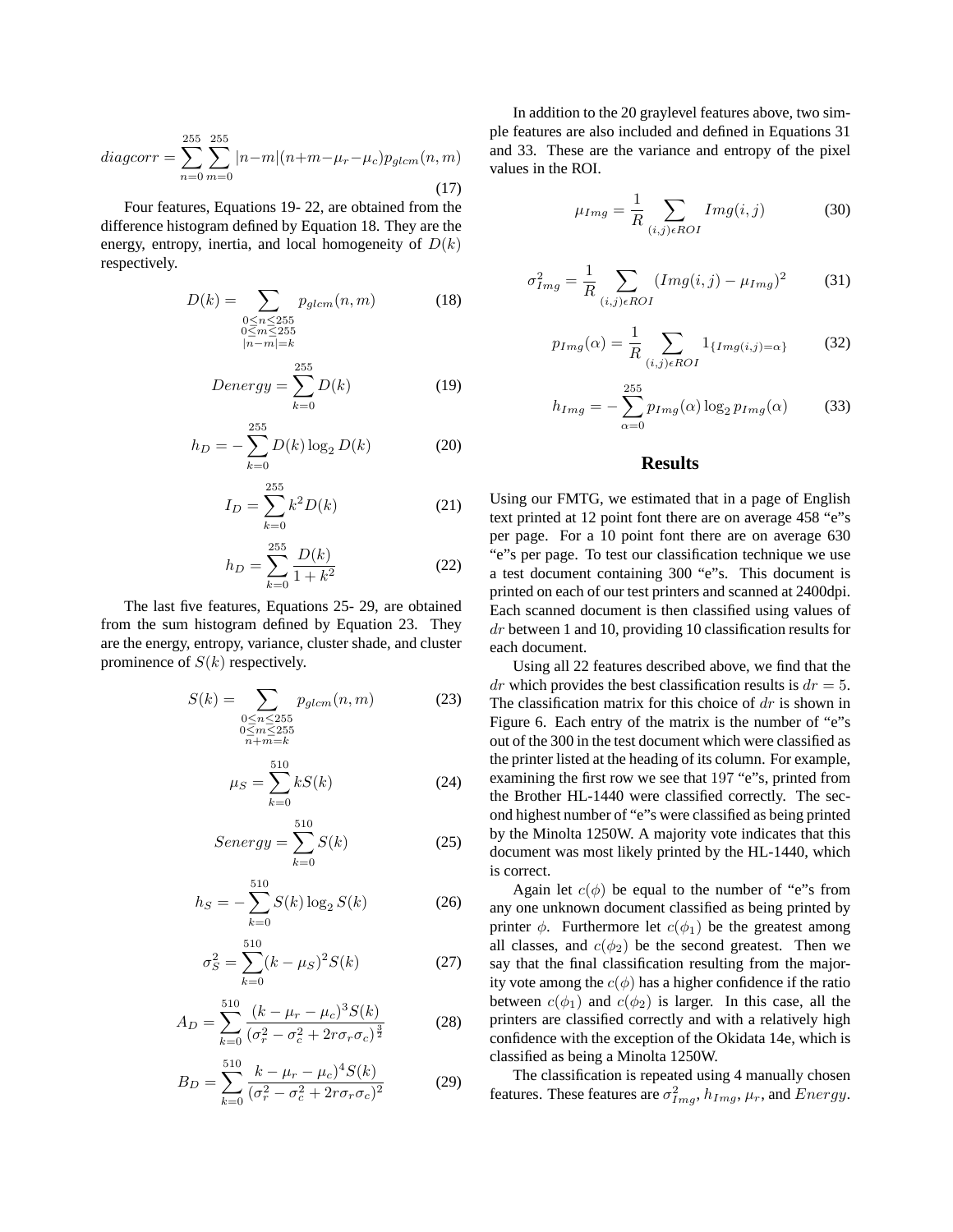$$diagcorr = \sum_{n=0}^{255}\sum_{m=0}^{255} |n-m|(n+m-\mu_r-\mu_c)p_{glcm}(n,m) \tag{17}$$

Four features, Equations 19- 22, are obtained from the difference histogram defined by Equation 18. They are the energy, entropy, inertia, and local homogeneity of $D(k)$ respectively.

$$D(k) = \sum_{\substack{0 \le n \le 255 \\ 0 \le m \le 255 \\ |n-m|=k}} p_{glcm}(n,m) \tag{18}$$

$$Denergy = \sum_{k=0}^{255} D(k) \tag{19}$$

$$h_D = -\sum_{k=0}^{255} D(k)\log_2 D(k) \tag{20}$$

$$I_D = \sum_{k=0}^{255} k^2 D(k) \tag{21}$$

$$h_D = \sum_{k=0}^{255} \frac{D(k)}{1+k^2} \tag{22}$$

The last five features, Equations 25- 29, are obtained from the sum histogram defined by Equation 23. They are the energy, entropy, variance, cluster shade, and cluster prominence of $S(k)$ respectively.

$$S(k) = \sum_{\substack{0 \le n \le 255 \\ 0 \le m \le 255 \\ n+m=k}} p_{glcm}(n,m) \tag{23}$$

$$\mu_S = \sum_{k=0}^{510} kS(k) \tag{24}$$

$$Senergy = \sum_{k=0}^{510} S(k) \tag{25}$$

$$h_S = -\sum_{k=0}^{510} S(k)\log_2 S(k) \tag{26}$$

$$\sigma_S^2 = \sum_{k=0}^{510} (k-\mu_S)^2 S(k) \tag{27}$$

$$A_D = \sum_{k=0}^{510} \frac{(k-\mu_r-\mu_c)^3 S(k)}{(\sigma_r^2 - \sigma_c^2 + 2r\sigma_r\sigma_c)^{\frac{3}{2}}} \tag{28}$$

$$B_D = \sum_{k=0}^{510} \frac{k-\mu_r-\mu_c)^4 S(k)}{(\sigma_r^2 - \sigma_c^2 + 2r\sigma_r\sigma_c)^2} \tag{29}$$

In addition to the 20 graylevel features above, two simple features are also included and defined in Equations 31 and 33. These are the variance and entropy of the pixel values in the ROI.

$$\mu_{Img} = \frac{1}{R}\sum_{(i,j)\epsilon ROI} Img(i,j) \tag{30}$$

$$\sigma_{Img}^2 = \frac{1}{R}\sum_{(i,j)\epsilon ROI} (Img(i,j) - \mu_{Img})^2 \tag{31}$$

$$p_{Img}(\alpha) = \frac{1}{R}\sum_{(i,j)\epsilon ROI} 1_{\{Img(i,j)=\alpha\}} \tag{32}$$

$$h_{Img} = -\sum_{\alpha=0}^{255} p_{Img}(\alpha)\log_2 p_{Img}(\alpha) \tag{33}$$

## Results

Using our FMTG, we estimated that in a page of English text printed at 12 point font there are on average 458 "e"s per page. For a 10 point font there are on average 630 "e"s per page. To test our classification technique we use a test document containing 300 "e"s. This document is printed on each of our test printers and scanned at 2400dpi. Each scanned document is then classified using values of $dr$ between 1 and 10, providing 10 classification results for each document.

Using all 22 features described above, we find that the $dr$ which provides the best classification results is $dr = 5$. The classification matrix for this choice of $dr$ is shown in Figure 6. Each entry of the matrix is the number of "e"s out of the 300 in the test document which were classified as the printer listed at the heading of its column. For example, examining the first row we see that 197 "e"s, printed from the Brother HL-1440 were classified correctly. The second highest number of "e"s were classified as being printed by the Minolta 1250W. A majority vote indicates that this document was most likely printed by the HL-1440, which is correct.

Again let $c(\phi)$ be equal to the number of "e"s from any one unknown document classified as being printed by printer $\phi$. Furthermore let $c(\phi_1)$ be the greatest among all classes, and $c(\phi_2)$ be the second greatest. Then we say that the final classification resulting from the majority vote among the $c(\phi)$ has a higher confidence if the ratio between $c(\phi_1)$ and $c(\phi_2)$ is larger. In this case, all the printers are classified correctly and with a relatively high confidence with the exception of the Okidata 14e, which is classified as being a Minolta 1250W.

The classification is repeated using 4 manually chosen features. These features are $\sigma_{Img}^2$, $h_{Img}$, $\mu_r$, and $Energy$.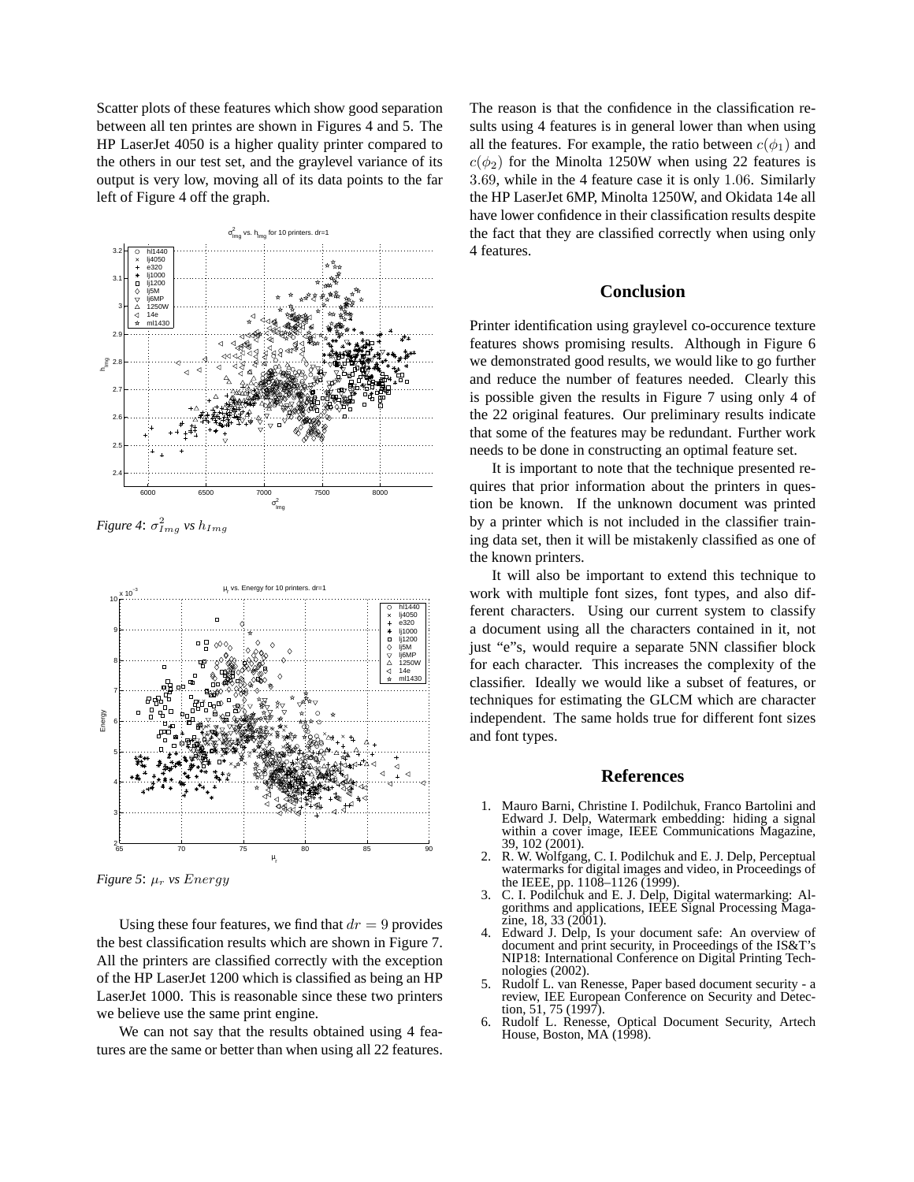Scatter plots of these features which show good separation between all ten printes are shown in Figures 4 and 5. The HP LaserJet 4050 is a higher quality printer compared to the others in our test set, and the graylevel variance of its output is very low, moving all of its data points to the far left of Figure 4 off the graph.

$\sigma^2_{Img}$ vs. $h_{Img}$ for 10 printers. dr=1

hl1440
lj4050
e320
lj1000
lj1200
lj5M
lj6MP
1250W
14e
ml1430

$h_{Img}$

3.2
3.1
3
2.9
2.8
2.7
2.6
2.5
2.4

6000
6500
7000
7500
8000

$\sigma^2_{Img}$

*Figure 4*: $\sigma^2_{Img}$ *vs* $h_{Img}$

$\mu_r$ vs. Energy for 10 printers. dr=1

x $10^{-3}$

hl1440
lj4050
e320
lj1000
lj1200
lj5M
lj6MP
1250W
14e
ml1430

Energy

10
9
8
7
6
5
4
3
2

65
70
75
80
85
90

$\mu_r$

*Figure 5*: $\mu_r$ *vs* $Energy$

Using these four features, we find that $dr = 9$ provides the best classification results which are shown in Figure 7. All the printers are classified correctly with the exception of the HP LaserJet 1200 which is classified as being an HP LaserJet 1000. This is reasonable since these two printers we believe use the same print engine.

We can not say that the results obtained using 4 features are the same or better than when using all 22 features. The reason is that the confidence in the classification results using 4 features is in general lower than when using all the features. For example, the ratio between $c(\phi_1)$ and $c(\phi_2)$ for the Minolta 1250W when using 22 features is $3.69$, while in the 4 feature case it is only $1.06$. Similarly the HP LaserJet 6MP, Minolta 1250W, and Okidata 14e all have lower confidence in their classification results despite the fact that they are classified correctly when using only 4 features.

## Conclusion

Printer identification using graylevel co-occurence texture features shows promising results. Although in Figure 6 we demonstrated good results, we would like to go further and reduce the number of features needed. Clearly this is possible given the results in Figure 7 using only 4 of the 22 original features. Our preliminary results indicate that some of the features may be redundant. Further work needs to be done in constructing an optimal feature set.

It is important to note that the technique presented requires that prior information about the printers in question be known. If the unknown document was printed by a printer which is not included in the classifier training data set, then it will be mistakenly classified as one of the known printers.

It will also be important to extend this technique to work with multiple font sizes, font types, and also different characters. Using our current system to classify a document using all the characters contained in it, not just "e"s, would require a separate 5NN classifier block for each character. This increases the complexity of the classifier. Ideally we would like a subset of features, or techniques for estimating the GLCM which are character independent. The same holds true for different font sizes and font types.

## References

1. Mauro Barni, Christine I. Podilchuk, Franco Bartolini and Edward J. Delp, Watermark embedding: hiding a signal within a cover image, IEEE Communications Magazine, 39, 102 (2001).
2. R. W. Wolfgang, C. I. Podilchuk and E. J. Delp, Perceptual watermarks for digital images and video, in Proceedings of the IEEE, pp. 1108–1126 (1999).
3. C. I. Podilchuk and E. J. Delp, Digital watermarking: Algorithms and applications, IEEE Signal Processing Magazine, 18, 33 (2001).
4. Edward J. Delp, Is your document safe: An overview of document and print security, in Proceedings of the IS&T's NIP18: International Conference on Digital Printing Technologies (2002).
5. Rudolf L. van Renesse, Paper based document security - a review, IEE European Conference on Security and Detection, 51, 75 (1997).
6. Rudolf L. Renesse, Optical Document Security, Artech House, Boston, MA (1998).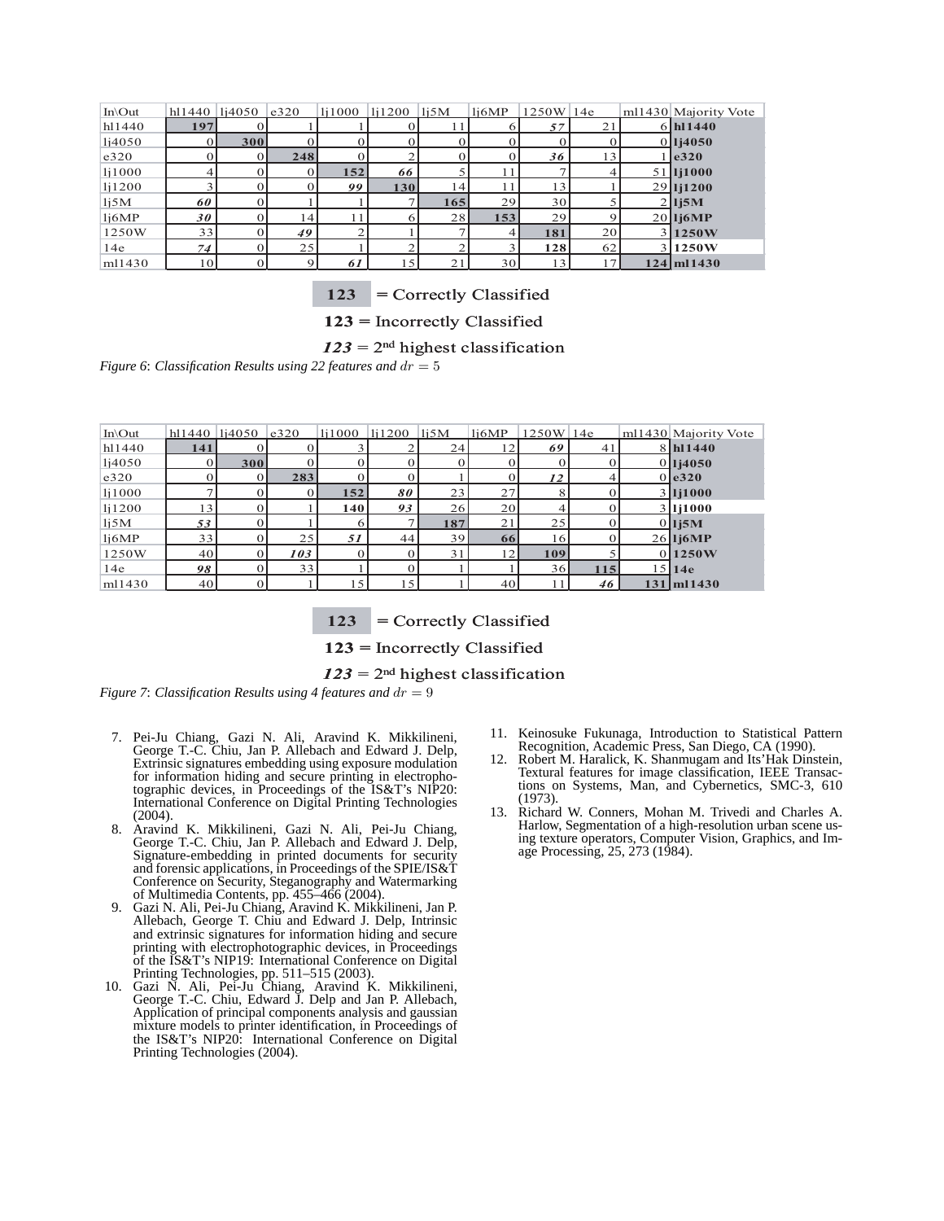| In\Out | hl1440 | lj4050 | e320 | lj1000 | lj1200 | lj5M | lj6MP | 1250W | 14e | ml1430 | Majority Vote |
|---|---|---|---|---|---|---|---|---|---|---|---|
| hl1440 | **197** | 0 | 1 | 1 | 0 | 11 | 6 | ***57*** | 21 | 6 | **hl1440** |
| lj4050 | 0 | **300** | 0 | 0 | 0 | 0 | 0 | 0 | 0 | 0 | **lj4050** |
| e320 | 0 | 0 | **248** | 0 | 2 | 0 | 0 | ***36*** | 13 | 1 | **e320** |
| lj1000 | 4 | 0 | 0 | **152** | ***66*** | 5 | 11 | 7 | 4 | 51 | **lj1000** |
| lj1200 | 3 | 0 | 0 | ***99*** | **130** | 14 | 11 | 13 | 1 | 29 | **lj1200** |
| lj5M | ***60*** | 0 | 1 | 1 | 7 | **165** | 29 | 30 | 5 | 2 | **lj5M** |
| lj6MP | ***30*** | 0 | 14 | 11 | 6 | 28 | **153** | 29 | 9 | 20 | **lj6MP** |
| 1250W | 33 | 0 | ***49*** | 2 | 1 | 7 | 4 | **181** | 20 | 3 | **1250W** |
| 14e | ***74*** | 0 | 25 | 1 | 2 | 2 | 3 | **128** | 62 | 3 | **1250W** |
| ml1430 | 10 | 0 | 9 | ***61*** | 15 | 21 | 30 | 13 | 17 | **124** | **ml1430** |

**123** = Correctly Classified (shaded)

**123** = Incorrectly Classified

***123*** = 2nd highest classification

*Figure 6: Classification Results using 22 features and $dr = 5$*

| In\Out | hl1440 | lj4050 | e320 | lj1000 | lj1200 | lj5M | lj6MP | 1250W | 14e | ml1430 | Majority Vote |
|---|---|---|---|---|---|---|---|---|---|---|---|
| hl1440 | **141** | 0 | 0 | 3 | 2 | 24 | 12 | ***69*** | 41 | 8 | **hl1440** |
| lj4050 | 0 | **300** | 0 | 0 | 0 | 0 | 0 | 0 | 0 | 0 | **lj4050** |
| e320 | 0 | 0 | **283** | 0 | 0 | 1 | 0 | ***12*** | 4 | 0 | **e320** |
| lj1000 | 7 | 0 | 0 | **152** | ***80*** | 23 | 27 | 8 | 0 | 3 | **lj1000** |
| lj1200 | 13 | 0 | 1 | **140** | ***93*** | 26 | 20 | 4 | 0 | 3 | **lj1000** |
| lj5M | ***53*** | 0 | 1 | 6 | 7 | **187** | 21 | 25 | 0 | 0 | **lj5M** |
| lj6MP | 33 | 0 | 25 | ***51*** | 44 | 39 | **66** | 16 | 0 | 26 | **lj6MP** |
| 1250W | 40 | 0 | ***103*** | 0 | 0 | 31 | 12 | **109** | 5 | 0 | **1250W** |
| 14e | ***98*** | 0 | 33 | 1 | 0 | 1 | 1 | 36 | **115** | 15 | **14e** |
| ml1430 | 40 | 0 | 1 | 15 | 15 | 1 | 40 | 11 | ***46*** | **131** | **ml1430** |

**123** = Correctly Classified (shaded)

**123** = Incorrectly Classified

***123*** = 2nd highest classification

*Figure 7: Classification Results using 4 features and $dr = 9$*

7. Pei-Ju Chiang, Gazi N. Ali, Aravind K. Mikkilineni, George T.-C. Chiu, Jan P. Allebach and Edward J. Delp, Extrinsic signatures embedding using exposure modulation for information hiding and secure printing in electrophotographic devices, in Proceedings of the IS&T's NIP20: International Conference on Digital Printing Technologies (2004).
8. Aravind K. Mikkilineni, Gazi N. Ali, Pei-Ju Chiang, George T.-C. Chiu, Jan P. Allebach and Edward J. Delp, Signature-embedding in printed documents for security and forensic applications, in Proceedings of the SPIE/IS&T Conference on Security, Steganography and Watermarking of Multimedia Contents, pp. 455–466 (2004).
9. Gazi N. Ali, Pei-Ju Chiang, Aravind K. Mikkilineni, Jan P. Allebach, George T. Chiu and Edward J. Delp, Intrinsic and extrinsic signatures for information hiding and secure printing with electrophotographic devices, in Proceedings of the IS&T's NIP19: International Conference on Digital Printing Technologies, pp. 511–515 (2003).
10. Gazi N. Ali, Pei-Ju Chiang, Aravind K. Mikkilineni, George T.-C. Chiu, Edward J. Delp and Jan P. Allebach, Application of principal components analysis and gaussian mixture models to printer identification, in Proceedings of the IS&T's NIP20: International Conference on Digital Printing Technologies (2004).
11. Keinosuke Fukunaga, Introduction to Statistical Pattern Recognition, Academic Press, San Diego, CA (1990).
12. Robert M. Haralick, K. Shanmugam and Its'Hak Dinstein, Textural features for image classification, IEEE Transactions on Systems, Man, and Cybernetics, SMC-3, 610 (1973).
13. Richard W. Conners, Mohan M. Trivedi and Charles A. Harlow, Segmentation of a high-resolution urban scene using texture operators, Computer Vision, Graphics, and Image Processing, 25, 273 (1984).